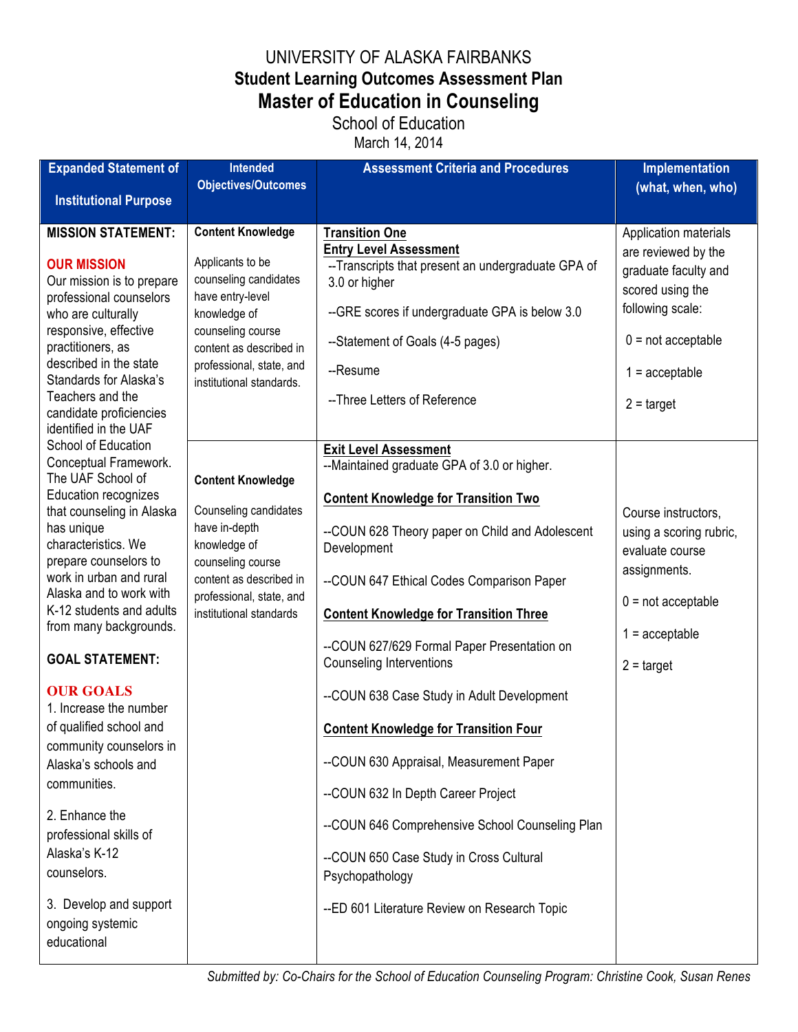# UNIVERSITY OF ALASKA FAIRBANKS

## Student Learning Outcomes Assessment Plan

## Master of Education in Counseling

School of Education

March 14, 2014

| Expanded Statement of Institutional Purpose | Intended Objectives/Outcomes | Assessment Criteria and Procedures | Implementation (what, when, who) |
|---|---|---|---|
| **MISSION STATEMENT:**<br><br>**OUR MISSION**<br>Our mission is to prepare professional counselors who are culturally responsive, effective practitioners, as described in the state Standards for Alaska's Teachers and the candidate proficiencies identified in the UAF School of Education Conceptual Framework. The UAF School of Education recognizes that counseling in Alaska has unique characteristics. We prepare counselors to work in urban and rural Alaska and to work with K-12 students and adults from many backgrounds.<br><br>**GOAL STATEMENT:**<br><br>**OUR GOALS**<br>1. Increase the number of qualified school and community counselors in Alaska's schools and communities.<br><br>2. Enhance the professional skills of Alaska's K-12 counselors.<br><br>3. Develop and support ongoing systemic educational | **Content Knowledge**<br><br>Applicants to be counseling candidates have entry-level knowledge of counseling course content as described in professional, state, and institutional standards. | **Transition One**<br>**Entry Level Assessment**<br>--Transcripts that present an undergraduate GPA of 3.0 or higher<br><br>--GRE scores if undergraduate GPA is below 3.0<br><br>--Statement of Goals (4-5 pages)<br><br>--Resume<br><br>--Three Letters of Reference | Application materials are reviewed by the graduate faculty and scored using the following scale:<br><br>0 = not acceptable<br><br>1 = acceptable<br><br>2 = target |
| | **Content Knowledge**<br><br>Counseling candidates have in-depth knowledge of counseling course content as described in professional, state, and institutional standards | **Exit Level Assessment**<br>--Maintained graduate GPA of 3.0 or higher.<br><br>**Content Knowledge for Transition Two**<br><br>--COUN 628 Theory paper on Child and Adolescent Development<br><br>--COUN 647 Ethical Codes Comparison Paper<br><br>**Content Knowledge for Transition Three**<br><br>--COUN 627/629 Formal Paper Presentation on Counseling Interventions<br><br>--COUN 638 Case Study in Adult Development<br><br>**Content Knowledge for Transition Four**<br><br>--COUN 630 Appraisal, Measurement Paper<br><br>--COUN 632 In Depth Career Project<br><br>--COUN 646 Comprehensive School Counseling Plan<br><br>--COUN 650 Case Study in Cross Cultural Psychopathology<br><br>--ED 601 Literature Review on Research Topic | Course instructors, using a scoring rubric, evaluate course assignments.<br><br>0 = not acceptable<br><br>1 = acceptable<br><br>2 = target |

*Submitted by: Co-Chairs for the School of Education Counseling Program: Christine Cook, Susan Renes*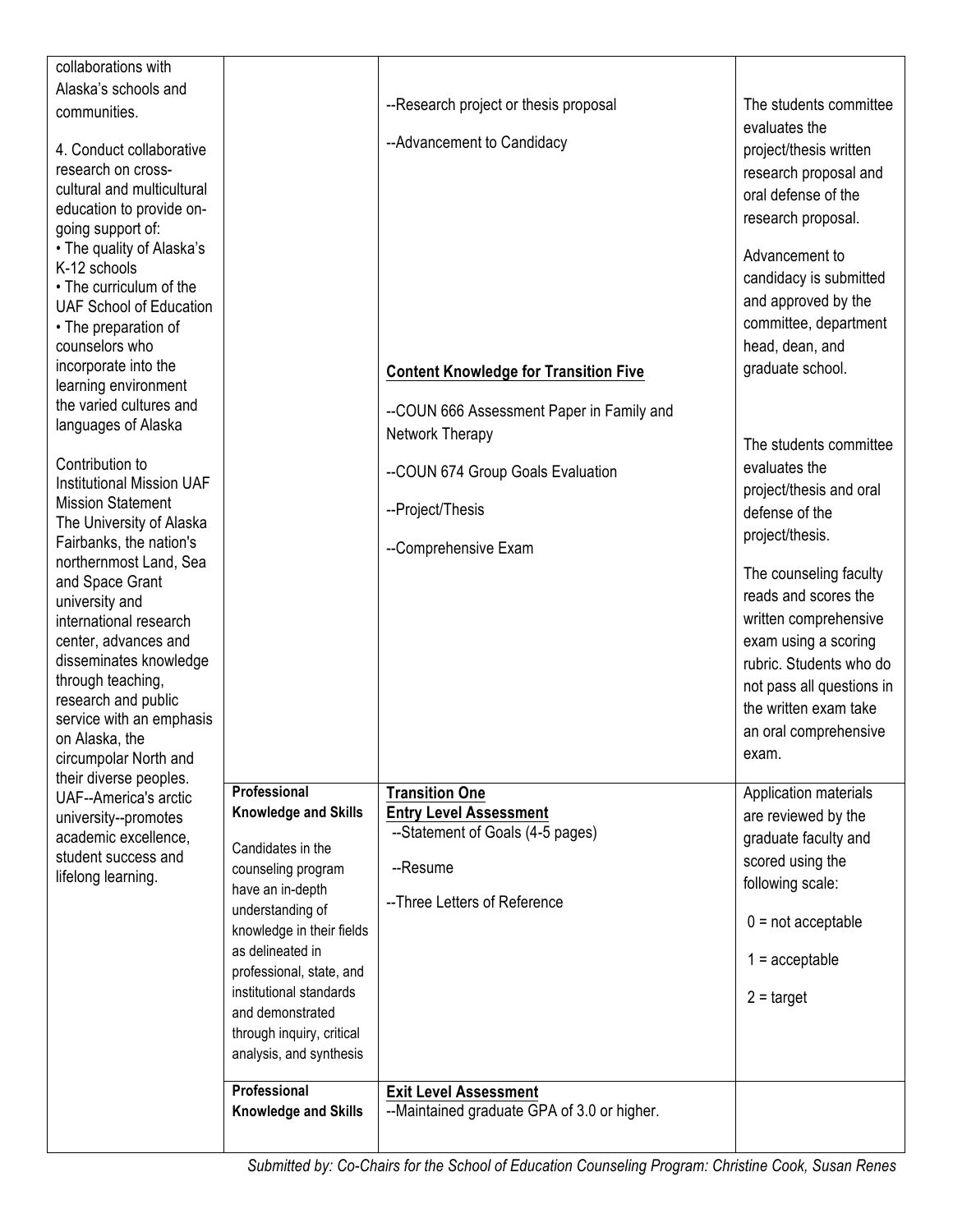| | | | |
|---|---|---|---|
| collaborations with Alaska's schools and communities.<br><br>4. Conduct collaborative research on cross-cultural and multicultural education to provide on-going support of:<br>• The quality of Alaska's K-12 schools<br>• The curriculum of the UAF School of Education<br>• The preparation of counselors who incorporate into the learning environment the varied cultures and languages of Alaska<br><br>Contribution to Institutional Mission UAF Mission Statement<br>The University of Alaska Fairbanks, the nation's northernmost Land, Sea and Space Grant university and international research center, advances and disseminates knowledge through teaching, research and public service with an emphasis on Alaska, the circumpolar North and their diverse peoples. UAF--America's arctic university--promotes academic excellence, student success and lifelong learning. | | --Research project or thesis proposal<br><br>--Advancement to Candidacy<br><br>**Content Knowledge for Transition Five**<br><br>--COUN 666 Assessment Paper in Family and Network Therapy<br><br>--COUN 674 Group Goals Evaluation<br><br>--Project/Thesis<br><br>--Comprehensive Exam | The students committee evaluates the project/thesis written research proposal and oral defense of the research proposal.<br><br>Advancement to candidacy is submitted and approved by the committee, department head, dean, and graduate school.<br><br>The students committee evaluates the project/thesis and oral defense of the project/thesis.<br><br>The counseling faculty reads and scores the written comprehensive exam using a scoring rubric. Students who do not pass all questions in the written exam take an oral comprehensive exam. |
| | **Professional Knowledge and Skills**<br><br>Candidates in the counseling program have an in-depth understanding of knowledge in their fields as delineated in professional, state, and institutional standards and demonstrated through inquiry, critical analysis, and synthesis | **Transition One**<br>**Entry Level Assessment**<br>--Statement of Goals (4-5 pages)<br><br>--Resume<br><br>--Three Letters of Reference | Application materials are reviewed by the graduate faculty and scored using the following scale:<br><br>0 = not acceptable<br><br>1 = acceptable<br><br>2 = target |
| | **Professional Knowledge and Skills** | **Exit Level Assessment**<br>--Maintained graduate GPA of 3.0 or higher. | |

*Submitted by: Co-Chairs for the School of Education Counseling Program: Christine Cook, Susan Renes*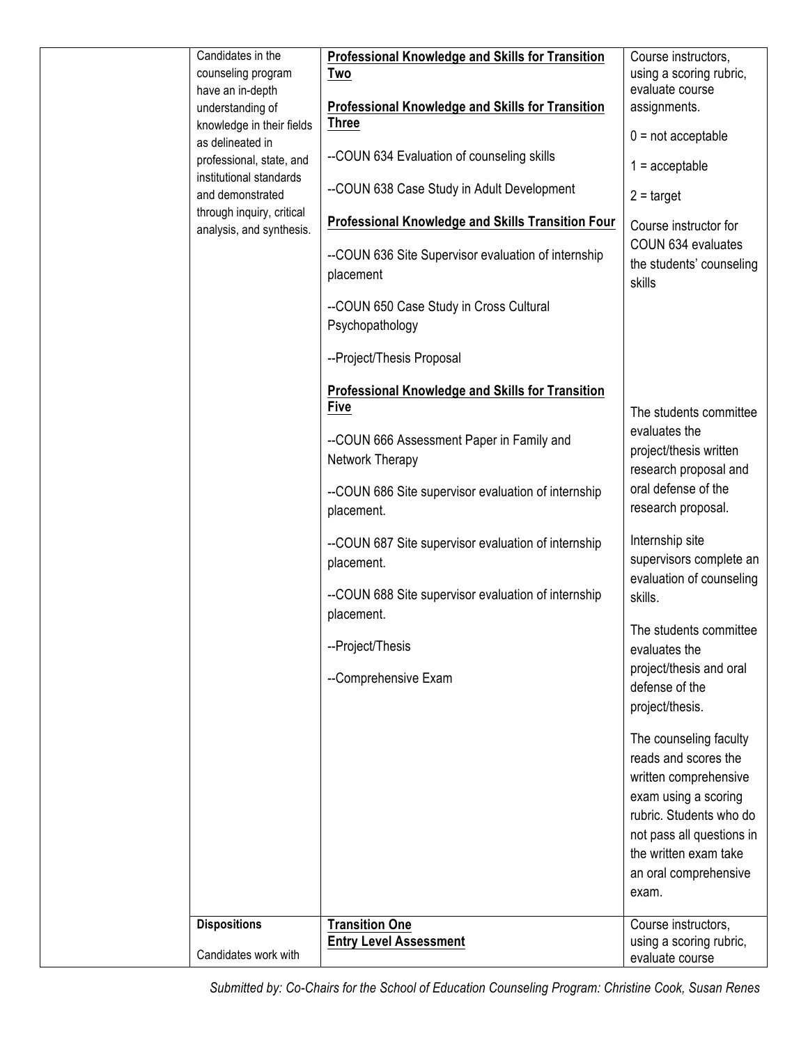| | | | |
|---|---|---|---|
| | Candidates in the counseling program have an in-depth understanding of knowledge in their fields as delineated in professional, state, and institutional standards and demonstrated through inquiry, critical analysis, and synthesis. | **Professional Knowledge and Skills for Transition Two**<br><br>**Professional Knowledge and Skills for Transition Three**<br><br>--COUN 634 Evaluation of counseling skills<br><br>--COUN 638 Case Study in Adult Development<br><br>**Professional Knowledge and Skills Transition Four**<br><br>--COUN 636 Site Supervisor evaluation of internship placement<br><br>--COUN 650 Case Study in Cross Cultural Psychopathology<br><br>--Project/Thesis Proposal<br><br>**Professional Knowledge and Skills for Transition Five**<br><br>--COUN 666 Assessment Paper in Family and Network Therapy<br><br>--COUN 686 Site supervisor evaluation of internship placement.<br><br>--COUN 687 Site supervisor evaluation of internship placement.<br><br>--COUN 688 Site supervisor evaluation of internship placement.<br><br>--Project/Thesis<br><br>--Comprehensive Exam | Course instructors, using a scoring rubric, evaluate course assignments.<br><br>0 = not acceptable<br><br>1 = acceptable<br><br>2 = target<br><br>Course instructor for COUN 634 evaluates the students' counseling skills<br><br>The students committee evaluates the project/thesis written research proposal and oral defense of the research proposal.<br><br>Internship site supervisors complete an evaluation of counseling skills.<br><br>The students committee evaluates the project/thesis and oral defense of the project/thesis.<br><br>The counseling faculty reads and scores the written comprehensive exam using a scoring rubric. Students who do not pass all questions in the written exam take an oral comprehensive exam. |
| | **Dispositions**<br><br>Candidates work with | **Transition One**<br>**Entry Level Assessment** | Course instructors, using a scoring rubric, evaluate course |

*Submitted by: Co-Chairs for the School of Education Counseling Program: Christine Cook, Susan Renes*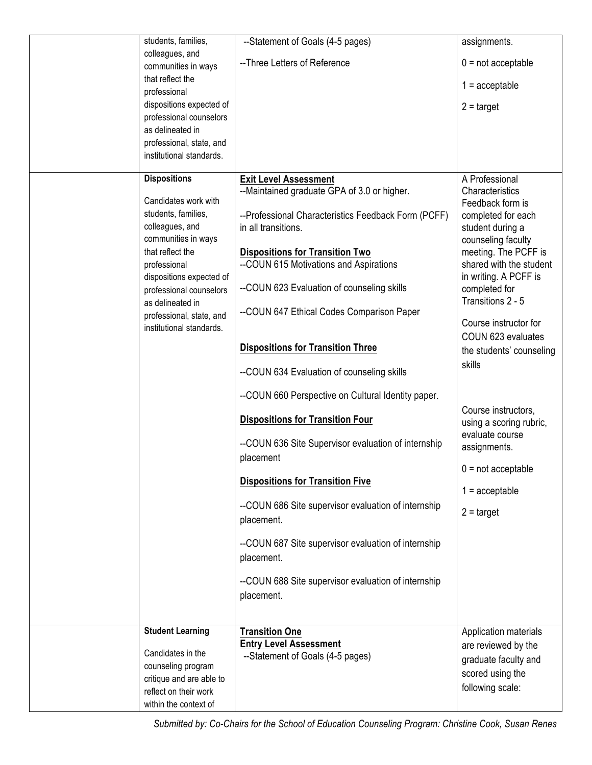| | | | |
|---|---|---|---|
| | students, families, colleagues, and communities in ways that reflect the professional dispositions expected of professional counselors as delineated in professional, state, and institutional standards. | --Statement of Goals (4-5 pages)<br><br>--Three Letters of Reference | assignments.<br><br>0 = not acceptable<br><br>1 = acceptable<br><br>2 = target |
| | **Dispositions**<br><br>Candidates work with students, families, colleagues, and communities in ways that reflect the professional dispositions expected of professional counselors as delineated in professional, state, and institutional standards. | **Exit Level Assessment**<br>--Maintained graduate GPA of 3.0 or higher.<br><br>--Professional Characteristics Feedback Form (PCFF) in all transitions.<br><br>**Dispositions for Transition Two**<br>--COUN 615 Motivations and Aspirations<br><br>--COUN 623 Evaluation of counseling skills<br><br>--COUN 647 Ethical Codes Comparison Paper<br><br>**Dispositions for Transition Three**<br><br>--COUN 634 Evaluation of counseling skills<br><br>--COUN 660 Perspective on Cultural Identity paper.<br><br>**Dispositions for Transition Four**<br><br>--COUN 636 Site Supervisor evaluation of internship placement<br><br>**Dispositions for Transition Five**<br><br>--COUN 686 Site supervisor evaluation of internship placement.<br><br>--COUN 687 Site supervisor evaluation of internship placement.<br><br>--COUN 688 Site supervisor evaluation of internship placement. | A Professional Characteristics Feedback form is completed for each student during a counseling faculty meeting. The PCFF is shared with the student in writing. A PCFF is completed for Transitions 2 - 5<br><br>Course instructor for COUN 623 evaluates the students' counseling skills<br><br>Course instructors, using a scoring rubric, evaluate course assignments.<br><br>0 = not acceptable<br><br>1 = acceptable<br><br>2 = target |
| | **Student Learning**<br><br>Candidates in the counseling program critique and are able to reflect on their work within the context of | **Transition One**<br>**Entry Level Assessment**<br>--Statement of Goals (4-5 pages) | Application materials are reviewed by the graduate faculty and scored using the following scale: |

*Submitted by: Co-Chairs for the School of Education Counseling Program: Christine Cook, Susan Renes*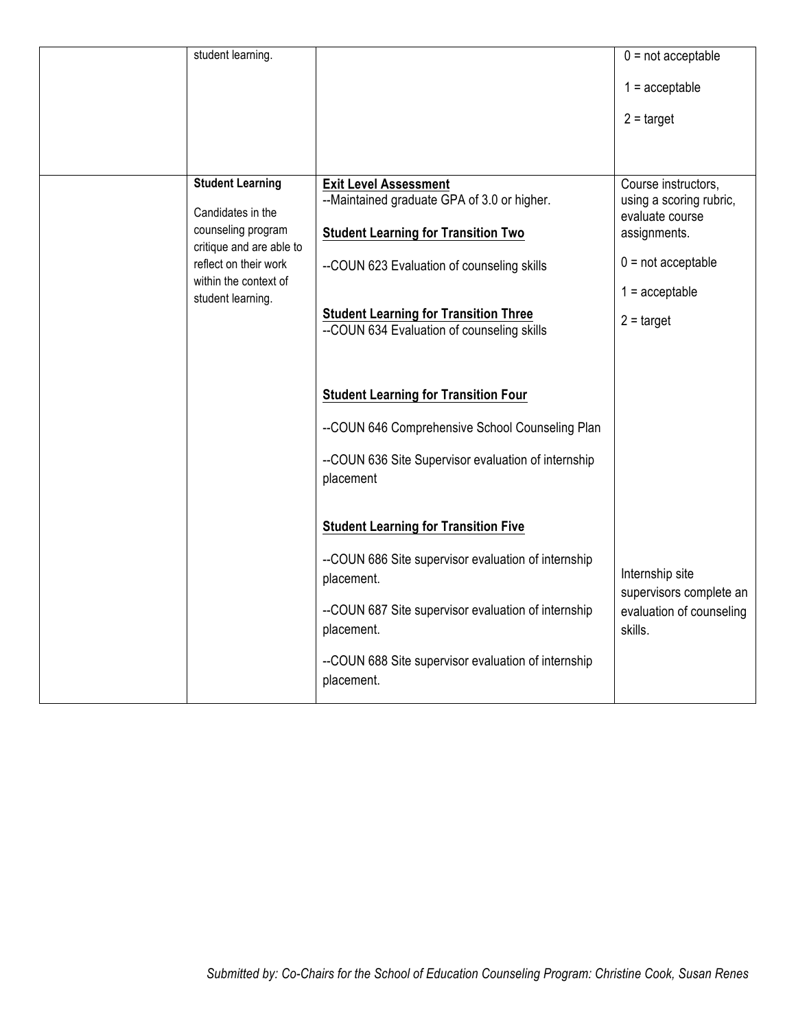| | | | |
|---|---|---|---|
| | student learning. | | 0 = not acceptable<br><br>1 = acceptable<br><br>2 = target |
| | **Student Learning**<br><br>Candidates in the counseling program critique and are able to reflect on their work within the context of student learning. | **Exit Level Assessment**<br>--Maintained graduate GPA of 3.0 or higher.<br><br>**Student Learning for Transition Two**<br><br>--COUN 623 Evaluation of counseling skills<br><br>**Student Learning for Transition Three**<br>--COUN 634 Evaluation of counseling skills<br><br>**Student Learning for Transition Four**<br><br>--COUN 646 Comprehensive School Counseling Plan<br><br>--COUN 636 Site Supervisor evaluation of internship placement<br><br>**Student Learning for Transition Five**<br><br>--COUN 686 Site supervisor evaluation of internship placement.<br><br>--COUN 687 Site supervisor evaluation of internship placement.<br><br>--COUN 688 Site supervisor evaluation of internship placement. | Course instructors, using a scoring rubric, evaluate course assignments.<br><br>0 = not acceptable<br><br>1 = acceptable<br><br>2 = target<br><br>Internship site supervisors complete an evaluation of counseling skills. |

*Submitted by: Co-Chairs for the School of Education Counseling Program: Christine Cook, Susan Renes*